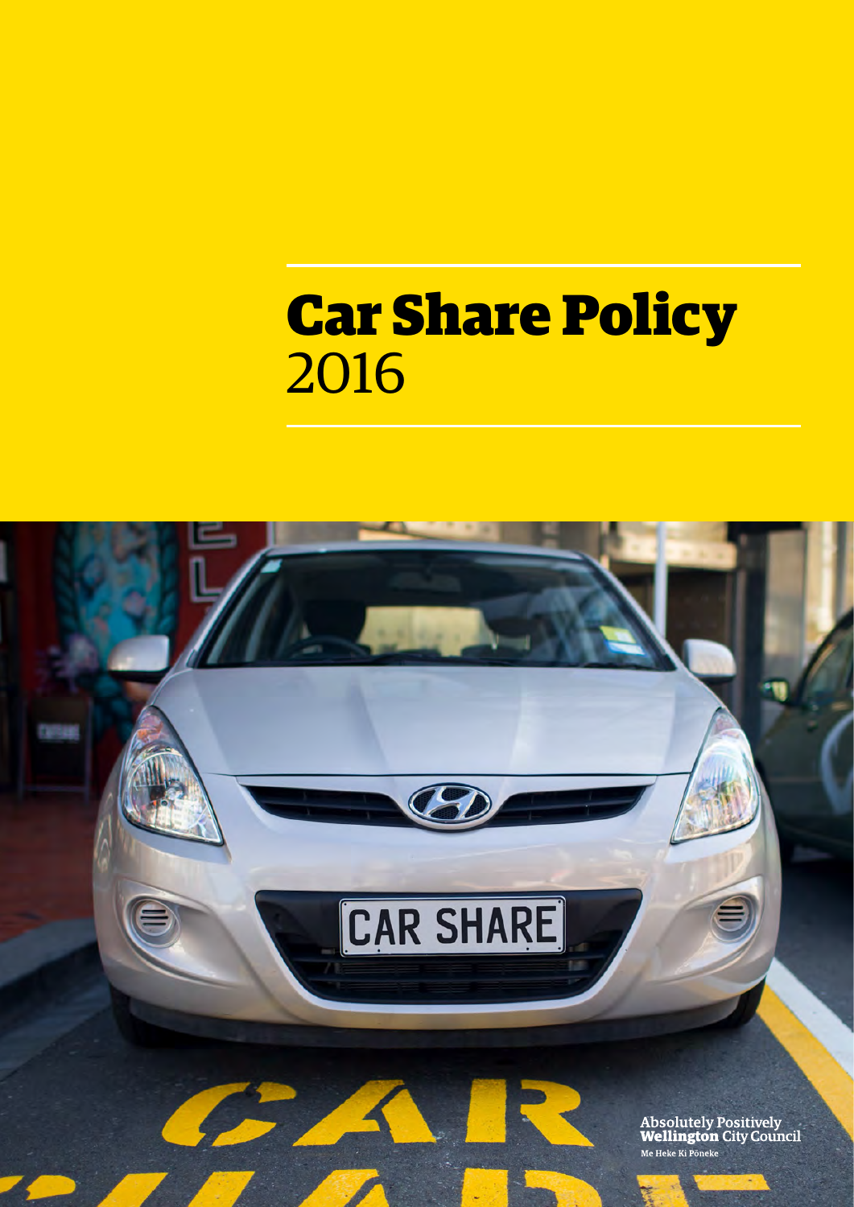# Car Share Policy
2016

Absolutely Positively **Wellington** City Council

Me Heke Ki Pōneke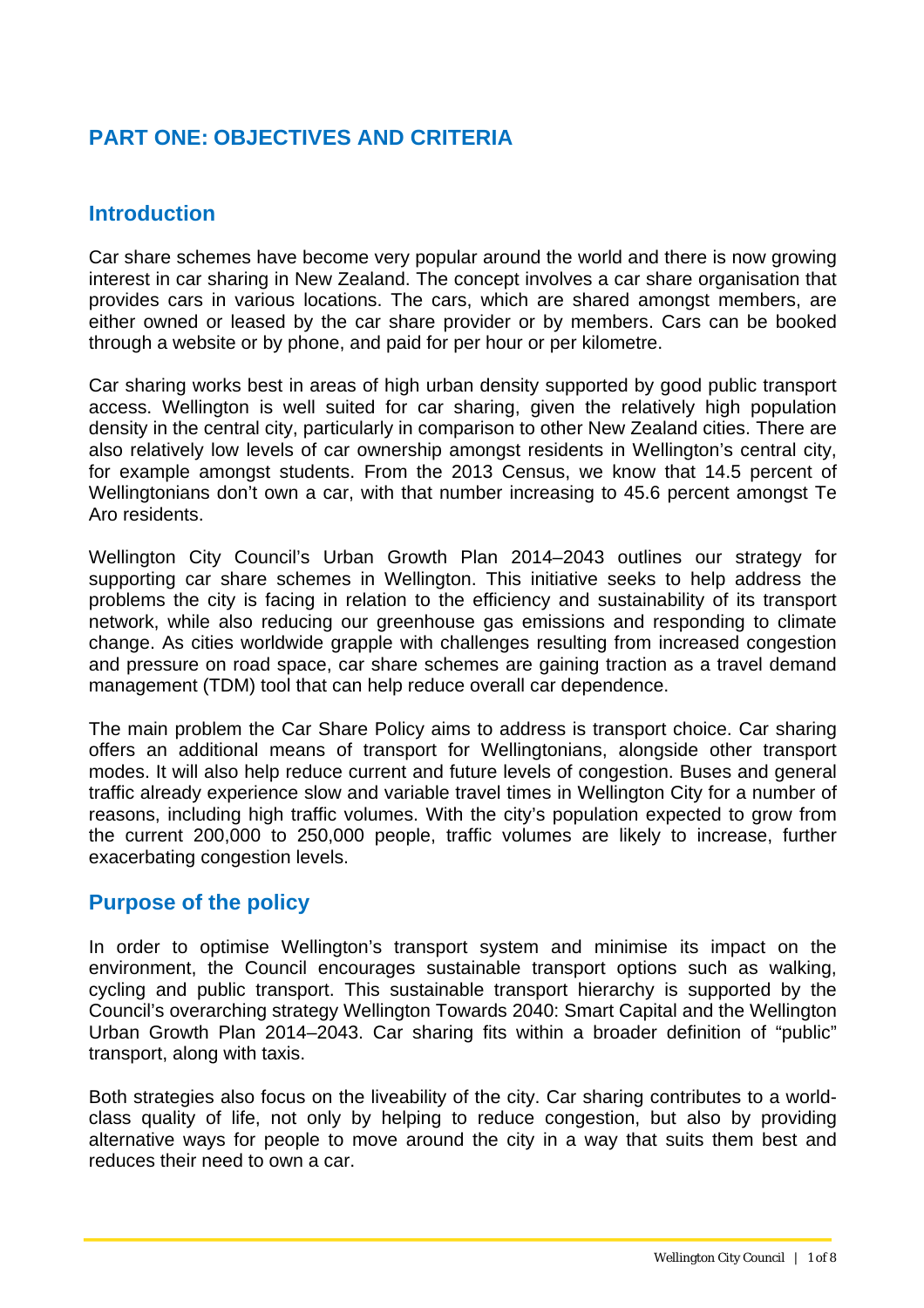# PART ONE: OBJECTIVES AND CRITERIA

## Introduction

Car share schemes have become very popular around the world and there is now growing interest in car sharing in New Zealand. The concept involves a car share organisation that provides cars in various locations. The cars, which are shared amongst members, are either owned or leased by the car share provider or by members. Cars can be booked through a website or by phone, and paid for per hour or per kilometre.

Car sharing works best in areas of high urban density supported by good public transport access. Wellington is well suited for car sharing, given the relatively high population density in the central city, particularly in comparison to other New Zealand cities. There are also relatively low levels of car ownership amongst residents in Wellington's central city, for example amongst students. From the 2013 Census, we know that 14.5 percent of Wellingtonians don't own a car, with that number increasing to 45.6 percent amongst Te Aro residents.

Wellington City Council's Urban Growth Plan 2014–2043 outlines our strategy for supporting car share schemes in Wellington. This initiative seeks to help address the problems the city is facing in relation to the efficiency and sustainability of its transport network, while also reducing our greenhouse gas emissions and responding to climate change. As cities worldwide grapple with challenges resulting from increased congestion and pressure on road space, car share schemes are gaining traction as a travel demand management (TDM) tool that can help reduce overall car dependence.

The main problem the Car Share Policy aims to address is transport choice. Car sharing offers an additional means of transport for Wellingtonians, alongside other transport modes. It will also help reduce current and future levels of congestion. Buses and general traffic already experience slow and variable travel times in Wellington City for a number of reasons, including high traffic volumes. With the city's population expected to grow from the current 200,000 to 250,000 people, traffic volumes are likely to increase, further exacerbating congestion levels.

## Purpose of the policy

In order to optimise Wellington's transport system and minimise its impact on the environment, the Council encourages sustainable transport options such as walking, cycling and public transport. This sustainable transport hierarchy is supported by the Council's overarching strategy Wellington Towards 2040: Smart Capital and the Wellington Urban Growth Plan 2014–2043. Car sharing fits within a broader definition of "public" transport, along with taxis.

Both strategies also focus on the liveability of the city. Car sharing contributes to a world-class quality of life, not only by helping to reduce congestion, but also by providing alternative ways for people to move around the city in a way that suits them best and reduces their need to own a car.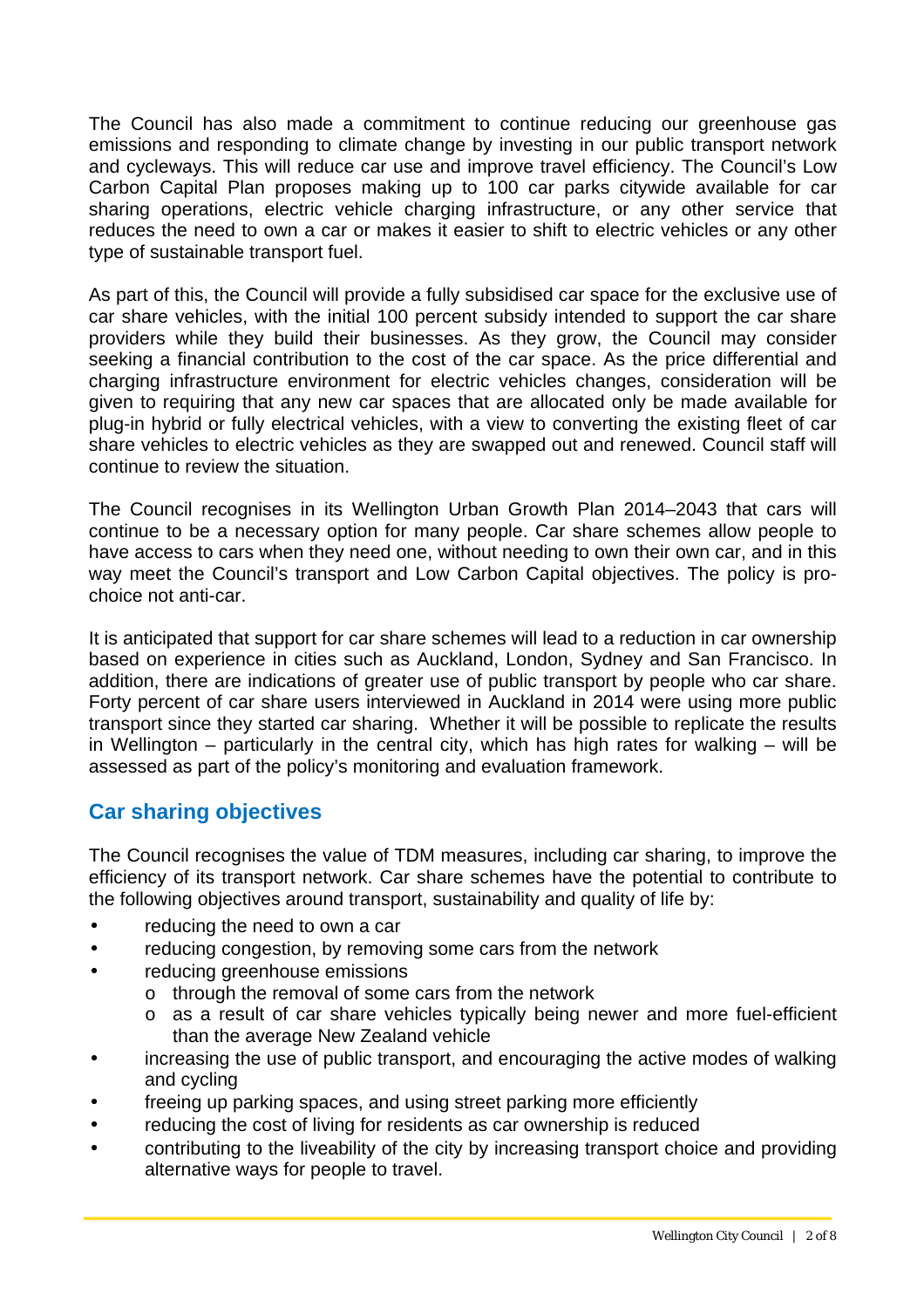The Council has also made a commitment to continue reducing our greenhouse gas emissions and responding to climate change by investing in our public transport network and cycleways. This will reduce car use and improve travel efficiency. The Council's Low Carbon Capital Plan proposes making up to 100 car parks citywide available for car sharing operations, electric vehicle charging infrastructure, or any other service that reduces the need to own a car or makes it easier to shift to electric vehicles or any other type of sustainable transport fuel.

As part of this, the Council will provide a fully subsidised car space for the exclusive use of car share vehicles, with the initial 100 percent subsidy intended to support the car share providers while they build their businesses. As they grow, the Council may consider seeking a financial contribution to the cost of the car space. As the price differential and charging infrastructure environment for electric vehicles changes, consideration will be given to requiring that any new car spaces that are allocated only be made available for plug-in hybrid or fully electrical vehicles, with a view to converting the existing fleet of car share vehicles to electric vehicles as they are swapped out and renewed. Council staff will continue to review the situation.

The Council recognises in its Wellington Urban Growth Plan 2014–2043 that cars will continue to be a necessary option for many people. Car share schemes allow people to have access to cars when they need one, without needing to own their own car, and in this way meet the Council's transport and Low Carbon Capital objectives. The policy is pro-choice not anti-car.

It is anticipated that support for car share schemes will lead to a reduction in car ownership based on experience in cities such as Auckland, London, Sydney and San Francisco. In addition, there are indications of greater use of public transport by people who car share. Forty percent of car share users interviewed in Auckland in 2014 were using more public transport since they started car sharing. Whether it will be possible to replicate the results in Wellington – particularly in the central city, which has high rates for walking – will be assessed as part of the policy's monitoring and evaluation framework.

## Car sharing objectives

The Council recognises the value of TDM measures, including car sharing, to improve the efficiency of its transport network. Car share schemes have the potential to contribute to the following objectives around transport, sustainability and quality of life by:

- reducing the need to own a car
- reducing congestion, by removing some cars from the network
- reducing greenhouse emissions
  - through the removal of some cars from the network
  - as a result of car share vehicles typically being newer and more fuel-efficient than the average New Zealand vehicle
- increasing the use of public transport, and encouraging the active modes of walking and cycling
- freeing up parking spaces, and using street parking more efficiently
- reducing the cost of living for residents as car ownership is reduced
- contributing to the liveability of the city by increasing transport choice and providing alternative ways for people to travel.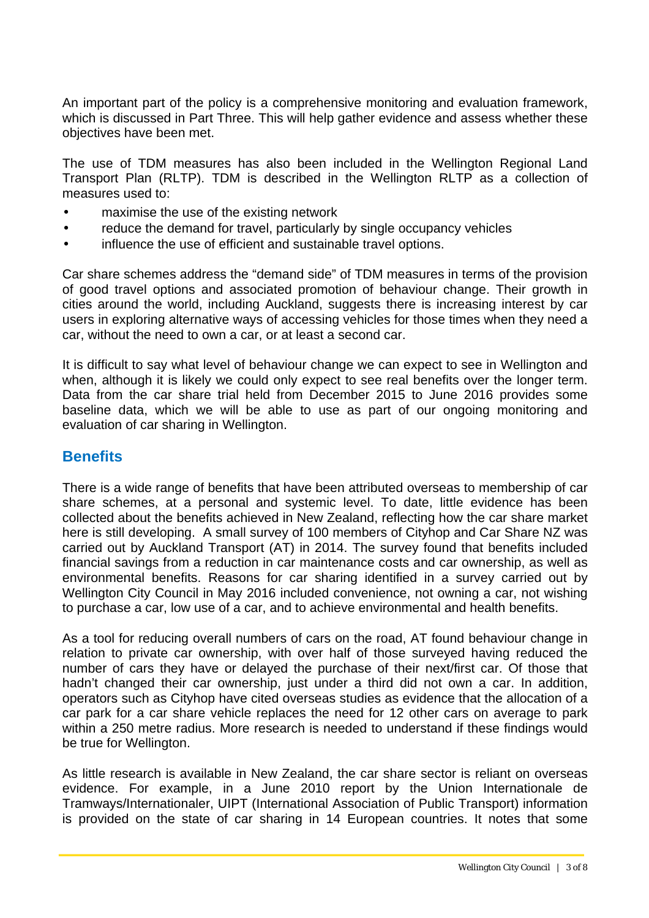An important part of the policy is a comprehensive monitoring and evaluation framework, which is discussed in Part Three. This will help gather evidence and assess whether these objectives have been met.

The use of TDM measures has also been included in the Wellington Regional Land Transport Plan (RLTP). TDM is described in the Wellington RLTP as a collection of measures used to:

- maximise the use of the existing network
- reduce the demand for travel, particularly by single occupancy vehicles
- influence the use of efficient and sustainable travel options.

Car share schemes address the "demand side" of TDM measures in terms of the provision of good travel options and associated promotion of behaviour change. Their growth in cities around the world, including Auckland, suggests there is increasing interest by car users in exploring alternative ways of accessing vehicles for those times when they need a car, without the need to own a car, or at least a second car.

It is difficult to say what level of behaviour change we can expect to see in Wellington and when, although it is likely we could only expect to see real benefits over the longer term. Data from the car share trial held from December 2015 to June 2016 provides some baseline data, which we will be able to use as part of our ongoing monitoring and evaluation of car sharing in Wellington.

## Benefits

There is a wide range of benefits that have been attributed overseas to membership of car share schemes, at a personal and systemic level. To date, little evidence has been collected about the benefits achieved in New Zealand, reflecting how the car share market here is still developing. A small survey of 100 members of Cityhop and Car Share NZ was carried out by Auckland Transport (AT) in 2014. The survey found that benefits included financial savings from a reduction in car maintenance costs and car ownership, as well as environmental benefits. Reasons for car sharing identified in a survey carried out by Wellington City Council in May 2016 included convenience, not owning a car, not wishing to purchase a car, low use of a car, and to achieve environmental and health benefits.

As a tool for reducing overall numbers of cars on the road, AT found behaviour change in relation to private car ownership, with over half of those surveyed having reduced the number of cars they have or delayed the purchase of their next/first car. Of those that hadn't changed their car ownership, just under a third did not own a car. In addition, operators such as Cityhop have cited overseas studies as evidence that the allocation of a car park for a car share vehicle replaces the need for 12 other cars on average to park within a 250 metre radius. More research is needed to understand if these findings would be true for Wellington.

As little research is available in New Zealand, the car share sector is reliant on overseas evidence. For example, in a June 2010 report by the Union Internationale de Tramways/Internationaler, UIPT (International Association of Public Transport) information is provided on the state of car sharing in 14 European countries. It notes that some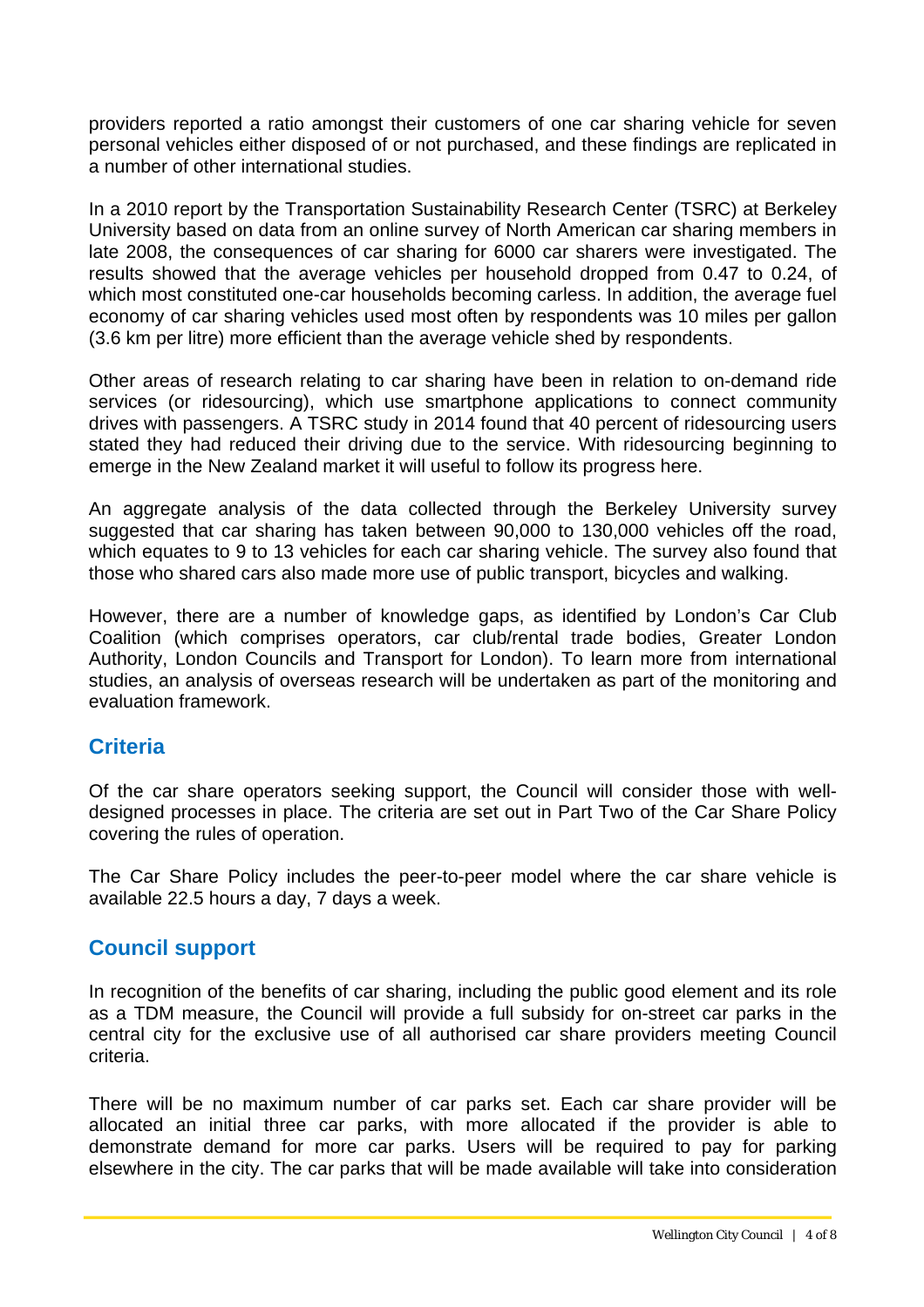providers reported a ratio amongst their customers of one car sharing vehicle for seven personal vehicles either disposed of or not purchased, and these findings are replicated in a number of other international studies.

In a 2010 report by the Transportation Sustainability Research Center (TSRC) at Berkeley University based on data from an online survey of North American car sharing members in late 2008, the consequences of car sharing for 6000 car sharers were investigated. The results showed that the average vehicles per household dropped from 0.47 to 0.24, of which most constituted one-car households becoming carless. In addition, the average fuel economy of car sharing vehicles used most often by respondents was 10 miles per gallon (3.6 km per litre) more efficient than the average vehicle shed by respondents.

Other areas of research relating to car sharing have been in relation to on-demand ride services (or ridesourcing), which use smartphone applications to connect community drives with passengers. A TSRC study in 2014 found that 40 percent of ridesourcing users stated they had reduced their driving due to the service. With ridesourcing beginning to emerge in the New Zealand market it will useful to follow its progress here.

An aggregate analysis of the data collected through the Berkeley University survey suggested that car sharing has taken between 90,000 to 130,000 vehicles off the road, which equates to 9 to 13 vehicles for each car sharing vehicle. The survey also found that those who shared cars also made more use of public transport, bicycles and walking.

However, there are a number of knowledge gaps, as identified by London's Car Club Coalition (which comprises operators, car club/rental trade bodies, Greater London Authority, London Councils and Transport for London). To learn more from international studies, an analysis of overseas research will be undertaken as part of the monitoring and evaluation framework.

## Criteria

Of the car share operators seeking support, the Council will consider those with well-designed processes in place. The criteria are set out in Part Two of the Car Share Policy covering the rules of operation.

The Car Share Policy includes the peer-to-peer model where the car share vehicle is available 22.5 hours a day, 7 days a week.

## Council support

In recognition of the benefits of car sharing, including the public good element and its role as a TDM measure, the Council will provide a full subsidy for on-street car parks in the central city for the exclusive use of all authorised car share providers meeting Council criteria.

There will be no maximum number of car parks set. Each car share provider will be allocated an initial three car parks, with more allocated if the provider is able to demonstrate demand for more car parks. Users will be required to pay for parking elsewhere in the city. The car parks that will be made available will take into consideration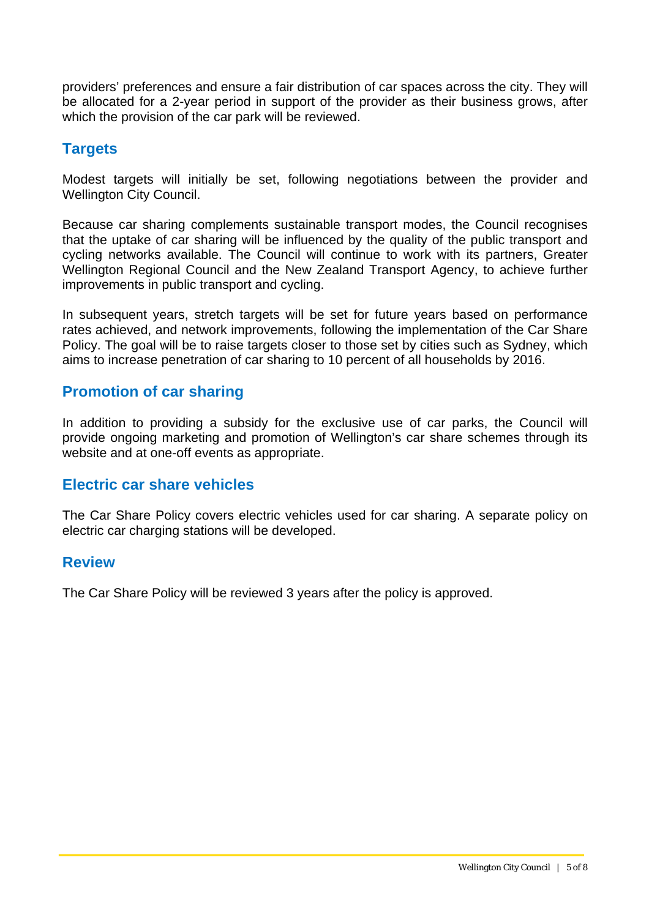providers' preferences and ensure a fair distribution of car spaces across the city. They will be allocated for a 2-year period in support of the provider as their business grows, after which the provision of the car park will be reviewed.

## Targets

Modest targets will initially be set, following negotiations between the provider and Wellington City Council.

Because car sharing complements sustainable transport modes, the Council recognises that the uptake of car sharing will be influenced by the quality of the public transport and cycling networks available. The Council will continue to work with its partners, Greater Wellington Regional Council and the New Zealand Transport Agency, to achieve further improvements in public transport and cycling.

In subsequent years, stretch targets will be set for future years based on performance rates achieved, and network improvements, following the implementation of the Car Share Policy. The goal will be to raise targets closer to those set by cities such as Sydney, which aims to increase penetration of car sharing to 10 percent of all households by 2016.

## Promotion of car sharing

In addition to providing a subsidy for the exclusive use of car parks, the Council will provide ongoing marketing and promotion of Wellington's car share schemes through its website and at one-off events as appropriate.

## Electric car share vehicles

The Car Share Policy covers electric vehicles used for car sharing. A separate policy on electric car charging stations will be developed.

## Review

The Car Share Policy will be reviewed 3 years after the policy is approved.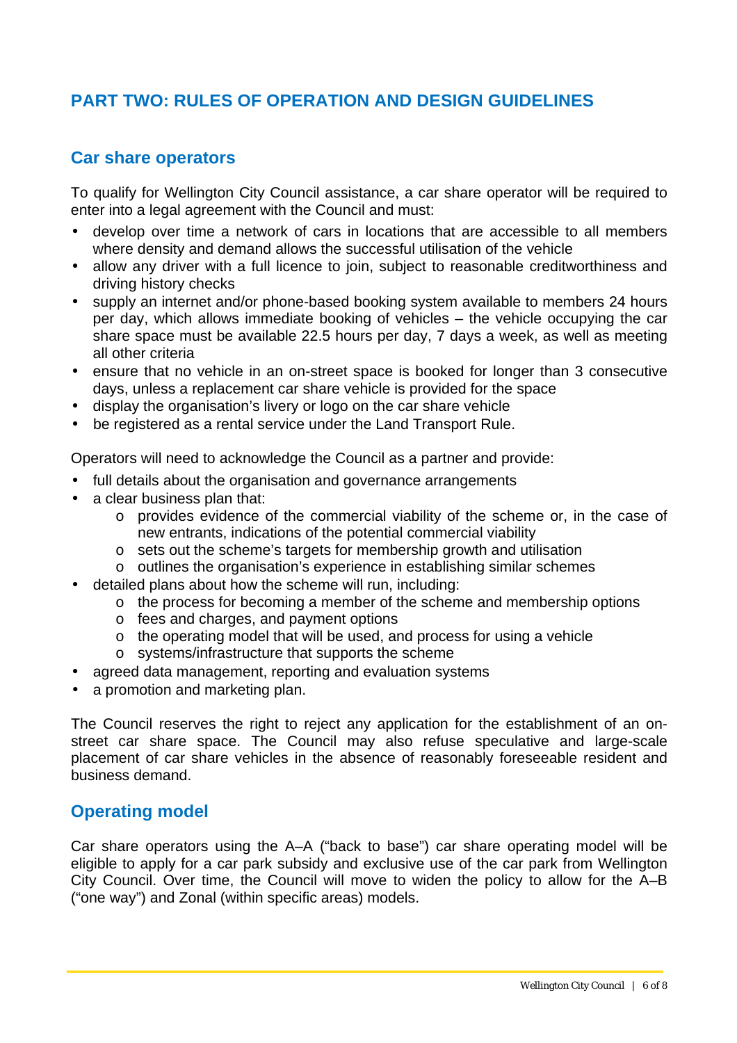# PART TWO: RULES OF OPERATION AND DESIGN GUIDELINES

## Car share operators

To qualify for Wellington City Council assistance, a car share operator will be required to enter into a legal agreement with the Council and must:

- develop over time a network of cars in locations that are accessible to all members where density and demand allows the successful utilisation of the vehicle
- allow any driver with a full licence to join, subject to reasonable creditworthiness and driving history checks
- supply an internet and/or phone-based booking system available to members 24 hours per day, which allows immediate booking of vehicles – the vehicle occupying the car share space must be available 22.5 hours per day, 7 days a week, as well as meeting all other criteria
- ensure that no vehicle in an on-street space is booked for longer than 3 consecutive days, unless a replacement car share vehicle is provided for the space
- display the organisation's livery or logo on the car share vehicle
- be registered as a rental service under the Land Transport Rule.

Operators will need to acknowledge the Council as a partner and provide:

- full details about the organisation and governance arrangements
- a clear business plan that:
  - provides evidence of the commercial viability of the scheme or, in the case of new entrants, indications of the potential commercial viability
  - sets out the scheme's targets for membership growth and utilisation
  - outlines the organisation's experience in establishing similar schemes
- detailed plans about how the scheme will run, including:
  - the process for becoming a member of the scheme and membership options
  - fees and charges, and payment options
  - the operating model that will be used, and process for using a vehicle
  - systems/infrastructure that supports the scheme
- agreed data management, reporting and evaluation systems
- a promotion and marketing plan.

The Council reserves the right to reject any application for the establishment of an on-street car share space. The Council may also refuse speculative and large-scale placement of car share vehicles in the absence of reasonably foreseeable resident and business demand.

## Operating model

Car share operators using the A–A ("back to base") car share operating model will be eligible to apply for a car park subsidy and exclusive use of the car park from Wellington City Council. Over time, the Council will move to widen the policy to allow for the A–B ("one way") and Zonal (within specific areas) models.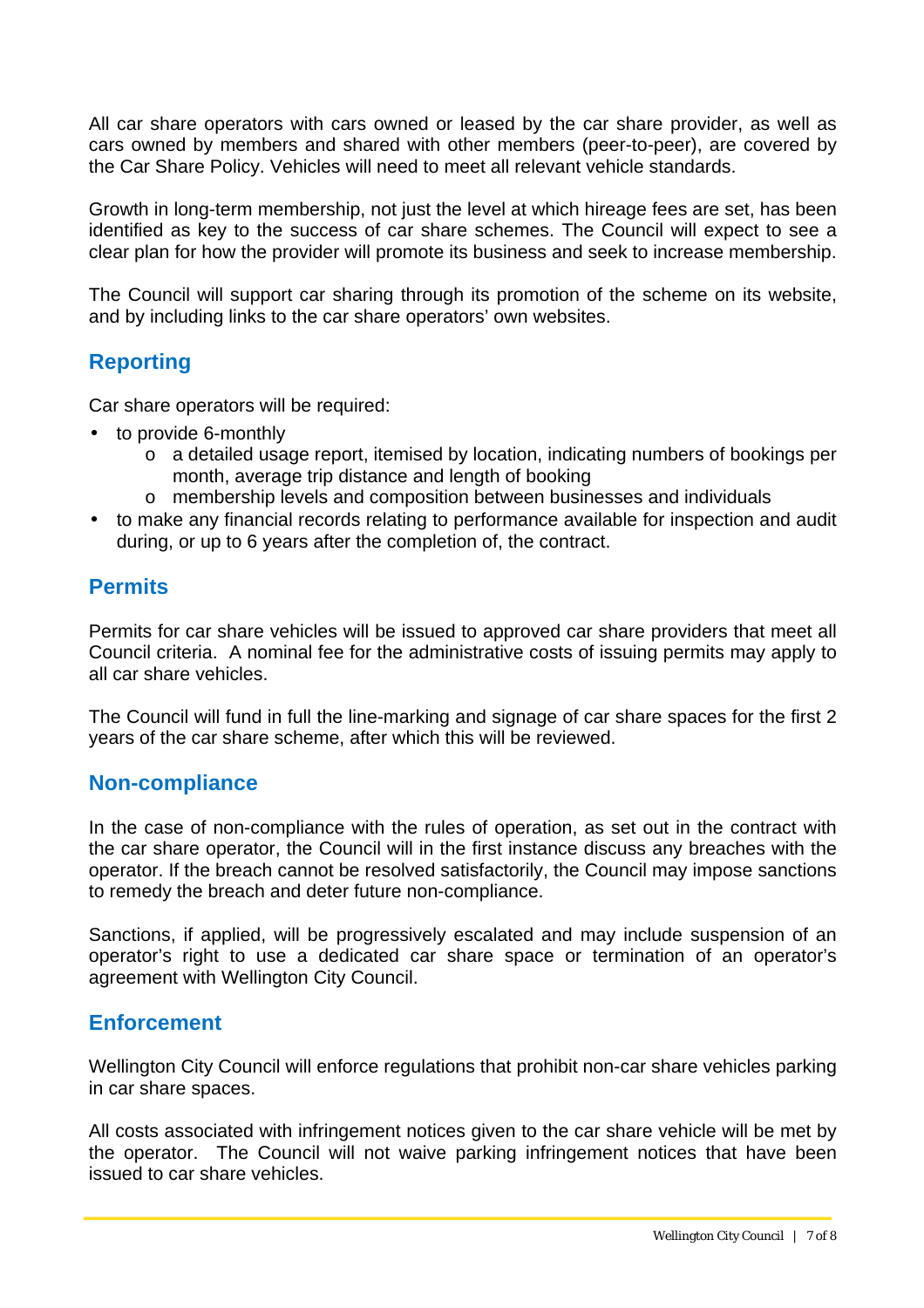All car share operators with cars owned or leased by the car share provider, as well as cars owned by members and shared with other members (peer-to-peer), are covered by the Car Share Policy. Vehicles will need to meet all relevant vehicle standards.

Growth in long-term membership, not just the level at which hireage fees are set, has been identified as key to the success of car share schemes. The Council will expect to see a clear plan for how the provider will promote its business and seek to increase membership.

The Council will support car sharing through its promotion of the scheme on its website, and by including links to the car share operators' own websites.

## Reporting

Car share operators will be required:

- to provide 6-monthly
    - a detailed usage report, itemised by location, indicating numbers of bookings per month, average trip distance and length of booking
    - membership levels and composition between businesses and individuals
- to make any financial records relating to performance available for inspection and audit during, or up to 6 years after the completion of, the contract.

## Permits

Permits for car share vehicles will be issued to approved car share providers that meet all Council criteria. A nominal fee for the administrative costs of issuing permits may apply to all car share vehicles.

The Council will fund in full the line-marking and signage of car share spaces for the first 2 years of the car share scheme, after which this will be reviewed.

## Non-compliance

In the case of non-compliance with the rules of operation, as set out in the contract with the car share operator, the Council will in the first instance discuss any breaches with the operator. If the breach cannot be resolved satisfactorily, the Council may impose sanctions to remedy the breach and deter future non-compliance.

Sanctions, if applied, will be progressively escalated and may include suspension of an operator's right to use a dedicated car share space or termination of an operator's agreement with Wellington City Council.

## Enforcement

Wellington City Council will enforce regulations that prohibit non-car share vehicles parking in car share spaces.

All costs associated with infringement notices given to the car share vehicle will be met by the operator. The Council will not waive parking infringement notices that have been issued to car share vehicles.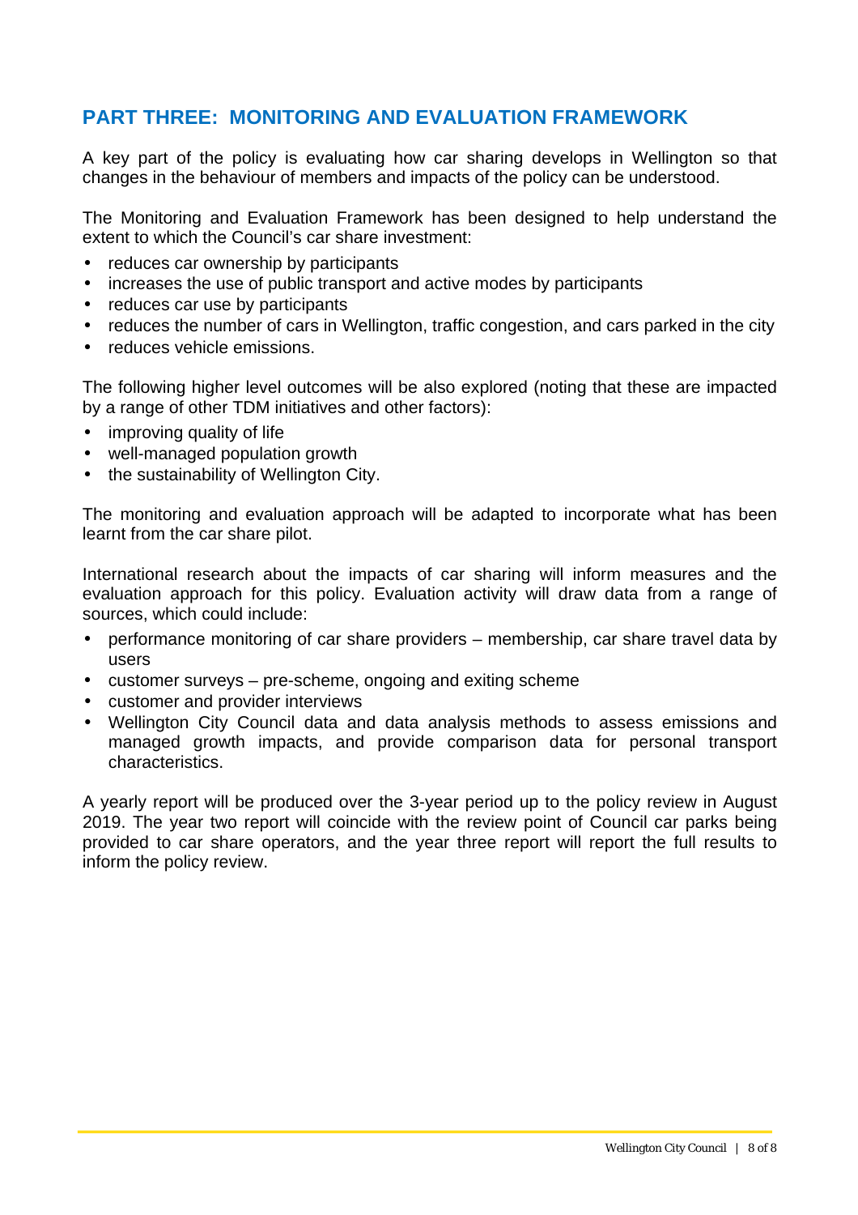## PART THREE: MONITORING AND EVALUATION FRAMEWORK

A key part of the policy is evaluating how car sharing develops in Wellington so that changes in the behaviour of members and impacts of the policy can be understood.

The Monitoring and Evaluation Framework has been designed to help understand the extent to which the Council's car share investment:

- reduces car ownership by participants
- increases the use of public transport and active modes by participants
- reduces car use by participants
- reduces the number of cars in Wellington, traffic congestion, and cars parked in the city
- reduces vehicle emissions.

The following higher level outcomes will be also explored (noting that these are impacted by a range of other TDM initiatives and other factors):

- improving quality of life
- well-managed population growth
- the sustainability of Wellington City.

The monitoring and evaluation approach will be adapted to incorporate what has been learnt from the car share pilot.

International research about the impacts of car sharing will inform measures and the evaluation approach for this policy. Evaluation activity will draw data from a range of sources, which could include:

- performance monitoring of car share providers – membership, car share travel data by users
- customer surveys – pre-scheme, ongoing and exiting scheme
- customer and provider interviews
- Wellington City Council data and data analysis methods to assess emissions and managed growth impacts, and provide comparison data for personal transport characteristics.

A yearly report will be produced over the 3-year period up to the policy review in August 2019. The year two report will coincide with the review point of Council car parks being provided to car share operators, and the year three report will report the full results to inform the policy review.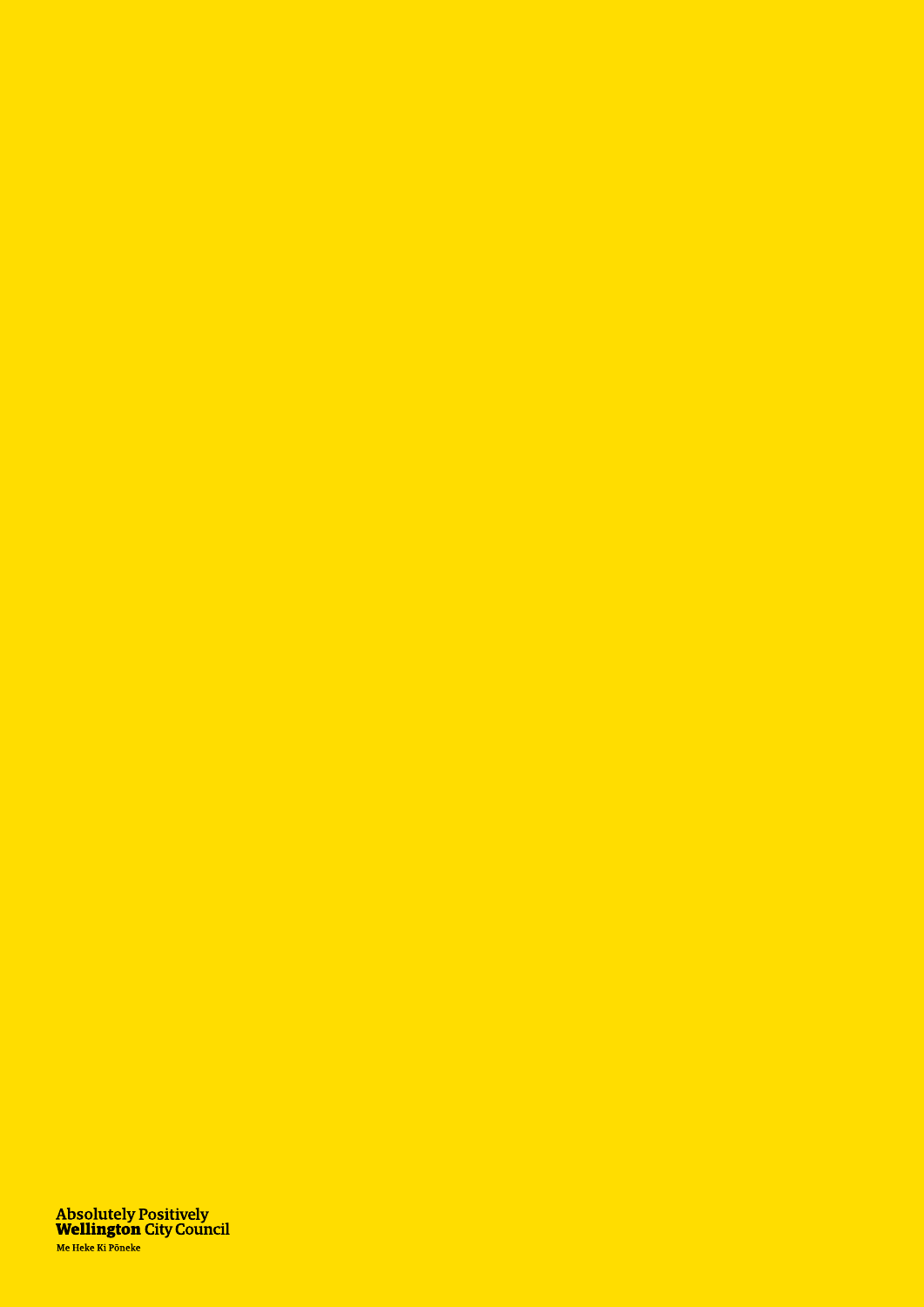Absolutely Positively
**Wellington** City Council

Me Heke Ki Pōneke